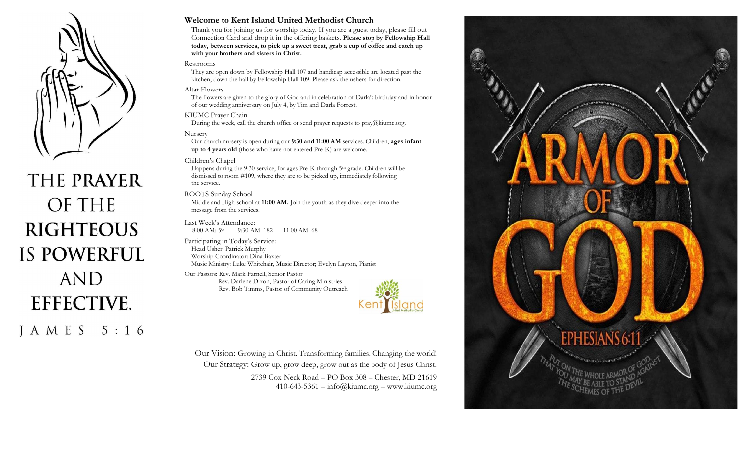THE **PRAYER** OF THE **RIGHTEOUS** IS **POWERFUL** AND **EFFECTIVE**.

JAMES 5:16

## Welcome to Kent Island United Methodist Church

Thank you for joining us for worship today. If you are a guest today, please fill out Connection Card and drop it in the offering baskets. **Please stop by Fellowship Hall today, between services, to pick up a sweet treat, grab a cup of coffee and catch up with your brothers and sisters in Christ.**

Restrooms

They are open down by Fellowship Hall 107 and handicap accessible are located past the kitchen, down the hall by Fellowship Hall 109. Please ask the ushers for direction.

Altar Flowers

The flowers are given to the glory of God and in celebration of Darla's birthday and in honor of our wedding anniversary on July 4, by Tim and Darla Forrest.

KIUMC Prayer Chain

During the week, call the church office or send prayer requests to pray@kiumc.org.

Nursery

Our church nursery is open during our **9:30 and 11:00 AM** services. Children, **ages infant up to 4 years old** (those who have not entered Pre-K) are welcome.

Children's Chapel

Happens during the 9:30 service, for ages Pre-K through 5th grade. Children will be dismissed to room #109, where they are to be picked up, immediately following the service.

ROOTS Sunday School

Middle and High school at **11:00 AM.** Join the youth as they dive deeper into the message from the services.

Last Week's Attendance:
8:00 AM: 59 9:30 AM: 182 11:00 AM: 68

Participating in Today's Service:
Head Usher: Patrick Murphy
Worship Coordinator: Dina Baxter
Music Ministry: Luke Whitehair, Music Director; Evelyn Layton, Pianist

Our Pastors: Rev. Mark Farnell, Senior Pastor
Rev. Darlene Dixon, Pastor of Caring Ministries
Rev. Bob Timms, Pastor of Community Outreach

Kent Island United Methodist Church

Our Vision: Growing in Christ. Transforming families. Changing the world!
Our Strategy: Grow up, grow deep, grow out as the body of Jesus Christ.
2739 Cox Neck Road – PO Box 308 – Chester, MD 21619
410-643-5361 – info@kiumc.org – www.kiumc.org

ARMOR OF GOD

EPHESIANS 6:11

PUT ON THE WHOLE ARMOR OF GOD, THAT YOU MAY BE ABLE TO STAND AGAINST THE SCHEMES OF THE DEVIL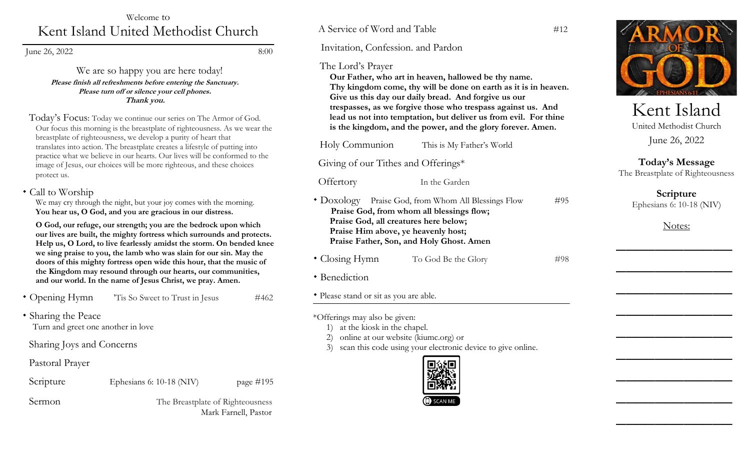Welcome to

# Kent Island United Methodist Church

June 26, 2022 8:00

We are so happy you are here today!

***Please finish all refreshments before entering the Sanctuary.***
***Please turn off or silence your cell phones.***
***Thank you.***

Today's Focus: Today we continue our series on The Armor of God. Our focus this morning is the breastplate of righteousness. As we wear the breastplate of righteousness, we develop a purity of heart that translates into action. The breastplate creates a lifestyle of putting into practice what we believe in our hearts. Our lives will be conformed to the image of Jesus, our choices will be more righteous, and these choices protect us.

• Call to Worship
We may cry through the night, but your joy comes with the morning.
**You hear us, O God, and you are gracious in our distress.**

**O God, our refuge, our strength; you are the bedrock upon which our lives are built, the mighty fortress which surrounds and protects. Help us, O Lord, to live fearlessly amidst the storm. On bended knee we sing praise to you, the lamb who was slain for our sin. May the doors of this mighty fortress open wide this hour, that the music of the Kingdom may resound through our hearts, our communities, and our world. In the name of Jesus Christ, we pray. Amen.**

• Opening Hymn 'Tis So Sweet to Trust in Jesus #462

• Sharing the Peace
Turn and greet one another in love

Sharing Joys and Concerns

Pastoral Prayer

Scripture Ephesians 6: 10-18 (NIV) page #195

Sermon The Breastplate of Righteousness
Mark Farnell, Pastor

A Service of Word and Table #12

Invitation, Confession. and Pardon

The Lord's Prayer
**Our Father, who art in heaven, hallowed be thy name. Thy kingdom come, thy will be done on earth as it is in heaven. Give us this day our daily bread. And forgive us our trespasses, as we forgive those who trespass against us. And lead us not into temptation, but deliver us from evil. For thine is the kingdom, and the power, and the glory forever. Amen.**

Holy Communion This is My Father's World

Giving of our Tithes and Offerings*

Offertory In the Garden

• Doxology Praise God, from Whom All Blessings Flow #95
**Praise God, from whom all blessings flow;**
**Praise God, all creatures here below;**
**Praise Him above, ye heavenly host;**
**Praise Father, Son, and Holy Ghost. Amen**

• Closing Hymn To God Be the Glory #98

• Benediction

• Please stand or sit as you are able.

*Offerings may also be given:
1) at the kiosk in the chapel.
2) online at our website (kiumc.org) or
3) scan this code using your electronic device to give online.

SCAN ME

ARMOR OF GOD
EPHESIANS 6:11

# Kent Island

United Methodist Church

June 26, 2022

**Today's Message**
The Breastplate of Righteousness

**Scripture**
Ephesians 6: 10-18 (NIV)

Notes:

____________________

____________________

____________________

____________________

____________________

____________________

____________________

____________________

____________________